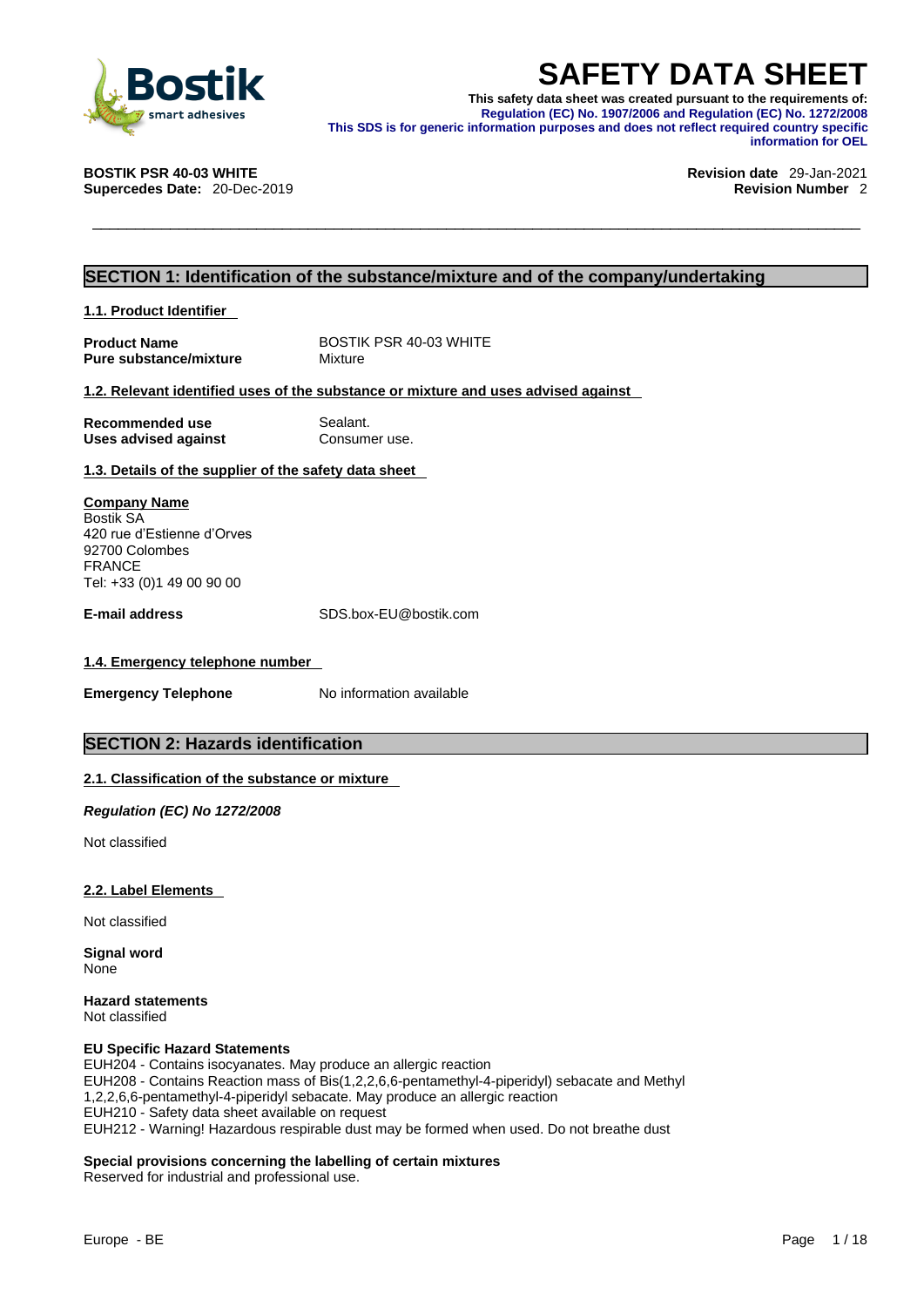# SAFETY DATA SHEET

**This safety data sheet was created pursuant to the requirements of:**
**Regulation (EC) No. 1907/2006 and Regulation (EC) No. 1272/2008**
**This SDS is for generic information purposes and does not reflect required country specific information for OEL**

**BOSTIK PSR 40-03 WHITE**
**Supercedes Date:** 20-Dec-2019

**Revision date** 29-Jan-2021
**Revision Number** 2

## SECTION 1: Identification of the substance/mixture and of the company/undertaking

### 1.1. Product Identifier

| | |
|---|---|
| **Product Name** | BOSTIK PSR 40-03 WHITE |
| **Pure substance/mixture** | Mixture |

### 1.2. Relevant identified uses of the substance or mixture and uses advised against

| | |
|---|---|
| **Recommended use** | Sealant. |
| **Uses advised against** | Consumer use. |

### 1.3. Details of the supplier of the safety data sheet

**Company Name**
Bostik SA
420 rue d'Estienne d'Orves
92700 Colombes
FRANCE
Tel: +33 (0)1 49 00 90 00

**E-mail address** SDS.box-EU@bostik.com

### 1.4. Emergency telephone number

**Emergency Telephone** No information available

## SECTION 2: Hazards identification

### 2.1. Classification of the substance or mixture

***Regulation (EC) No 1272/2008***

Not classified

### 2.2. Label Elements

Not classified

**Signal word**
None

**Hazard statements**
Not classified

**EU Specific Hazard Statements**
EUH204 - Contains isocyanates. May produce an allergic reaction
EUH208 - Contains Reaction mass of Bis(1,2,2,6,6-pentamethyl-4-piperidyl) sebacate and Methyl 1,2,2,6,6-pentamethyl-4-piperidyl sebacate. May produce an allergic reaction
EUH210 - Safety data sheet available on request
EUH212 - Warning! Hazardous respirable dust may be formed when used. Do not breathe dust

**Special provisions concerning the labelling of certain mixtures**
Reserved for industrial and professional use.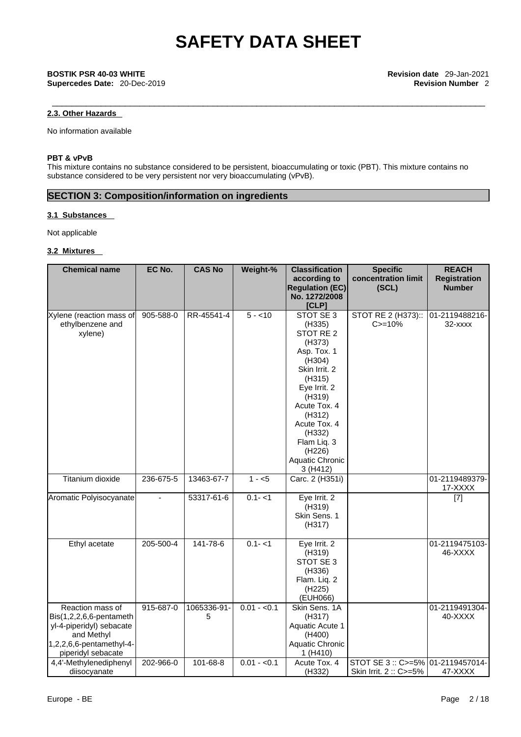## 2.3. Other Hazards

No information available

**PBT & vPvB**

This mixture contains no substance considered to be persistent, bioaccumulating or toxic (PBT). This mixture contains no substance considered to be very persistent nor very bioaccumulating (vPvB).

## SECTION 3: Composition/information on ingredients

### 3.1 Substances

Not applicable

### 3.2 Mixtures

| Chemical name | EC No. | CAS No | Weight-% | Classification according to Regulation (EC) No. 1272/2008 [CLP] | Specific concentration limit (SCL) | REACH Registration Number |
|---|---|---|---|---|---|---|
| Xylene (reaction mass of ethylbenzene and xylene) | 905-588-0 | RR-45541-4 | 5 - <10 | STOT SE 3 (H335) STOT RE 2 (H373) Asp. Tox. 1 (H304) Skin Irrit. 2 (H315) Eye Irrit. 2 (H319) Acute Tox. 4 (H312) Acute Tox. 4 (H332) Flam Liq. 3 (H226) Aquatic Chronic 3 (H412) | STOT RE 2 (H373):: C>=10% | 01-2119488216-32-xxxx |
| Titanium dioxide | 236-675-5 | 13463-67-7 | 1 - <5 | Carc. 2 (H351i) | | 01-2119489379-17-XXXX |
| Aromatic Polyisocyanate | - | 53317-61-6 | 0.1- <1 | Eye Irrit. 2 (H319) Skin Sens. 1 (H317) | | [7] |
| Ethyl acetate | 205-500-4 | 141-78-6 | 0.1- <1 | Eye Irrit. 2 (H319) STOT SE 3 (H336) Flam. Liq. 2 (H225) (EUH066) | | 01-2119475103-46-XXXX |
| Reaction mass of Bis(1,2,2,6,6-pentamethyl-4-piperidyl) sebacate and Methyl 1,2,2,6,6-pentamethyl-4-piperidyl sebacate | 915-687-0 | 1065336-91-5 | 0.01 - <0.1 | Skin Sens. 1A (H317) Aquatic Acute 1 (H400) Aquatic Chronic 1 (H410) | | 01-2119491304-40-XXXX |
| 4,4'-Methylenediphenyl diisocyanate | 202-966-0 | 101-68-8 | 0.01 - <0.1 | Acute Tox. 4 (H332) | STOT SE 3 :: C>=5% Skin Irrit. 2 :: C>=5% | 01-2119457014-47-XXXX |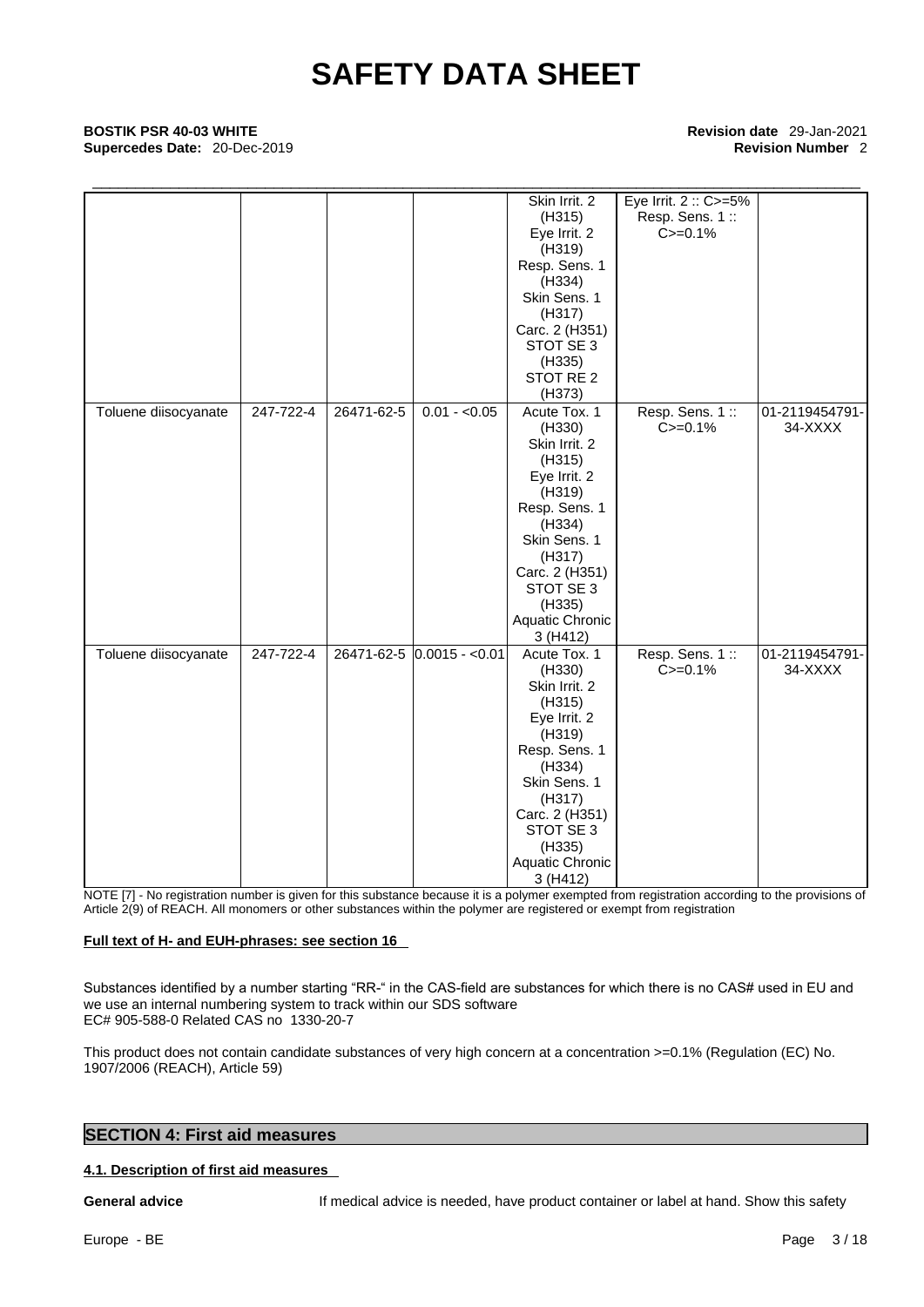# SAFETY DATA SHEET

**BOSTIK PSR 40-03 WHITE**
**Supercedes Date:** 20-Dec-2019

**Revision date** 29-Jan-2021
**Revision Number** 2

| | | | | | | |
|---|---|---|---|---|---|---|
| | | | | Skin Irrit. 2 (H315) Eye Irrit. 2 (H319) Resp. Sens. 1 (H334) Skin Sens. 1 (H317) Carc. 2 (H351) STOT SE 3 (H335) STOT RE 2 (H373) | Eye Irrit. 2 :: C>=5% Resp. Sens. 1 :: C>=0.1% | |
| Toluene diisocyanate | 247-722-4 | 26471-62-5 | 0.01 - <0.05 | Acute Tox. 1 (H330) Skin Irrit. 2 (H315) Eye Irrit. 2 (H319) Resp. Sens. 1 (H334) Skin Sens. 1 (H317) Carc. 2 (H351) STOT SE 3 (H335) Aquatic Chronic 3 (H412) | Resp. Sens. 1 :: C>=0.1% | 01-2119454791-34-XXXX |
| Toluene diisocyanate | 247-722-4 | 26471-62-5 | 0.0015 - <0.01 | Acute Tox. 1 (H330) Skin Irrit. 2 (H315) Eye Irrit. 2 (H319) Resp. Sens. 1 (H334) Skin Sens. 1 (H317) Carc. 2 (H351) STOT SE 3 (H335) Aquatic Chronic 3 (H412) | Resp. Sens. 1 :: C>=0.1% | 01-2119454791-34-XXXX |

NOTE [7] - No registration number is given for this substance because it is a polymer exempted from registration according to the provisions of Article 2(9) of REACH. All monomers or other substances within the polymer are registered or exempt from registration

**Full text of H- and EUH-phrases: see section 16**

Substances identified by a number starting "RR-" in the CAS-field are substances for which there is no CAS# used in EU and we use an internal numbering system to track within our SDS software
EC# 905-588-0 Related CAS no 1330-20-7

This product does not contain candidate substances of very high concern at a concentration >=0.1% (Regulation (EC) No. 1907/2006 (REACH), Article 59)

## SECTION 4: First aid measures

### 4.1. Description of first aid measures

**General advice** If medical advice is needed, have product container or label at hand. Show this safety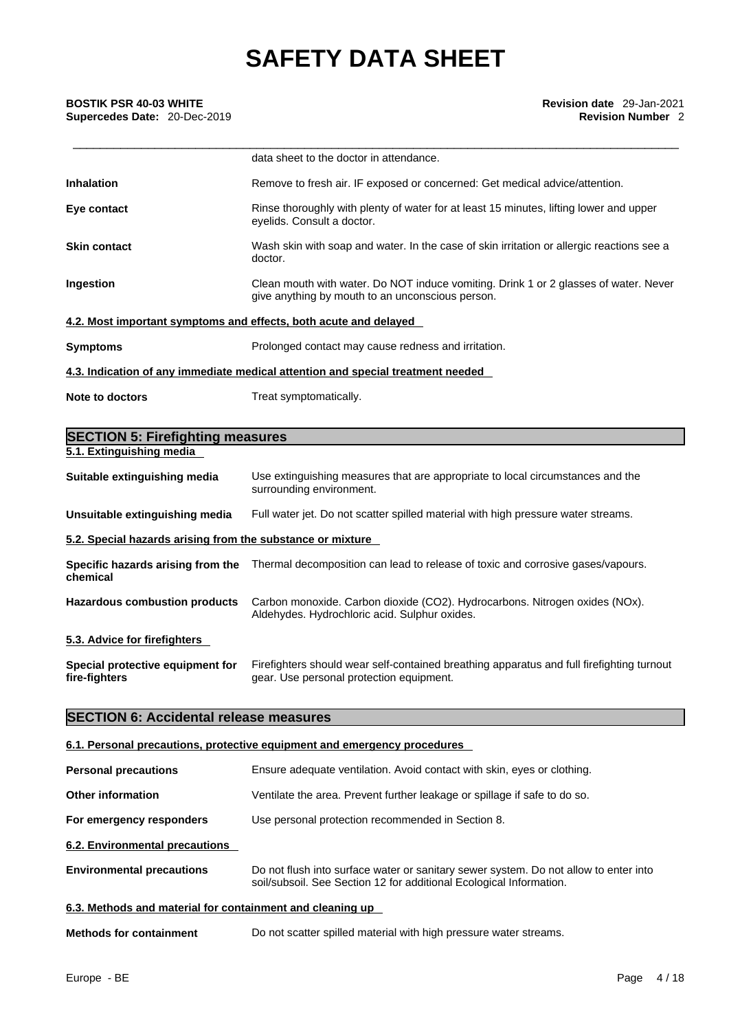data sheet to the doctor in attendance.

**Inhalation** Remove to fresh air. IF exposed or concerned: Get medical advice/attention.

**Eye contact** Rinse thoroughly with plenty of water for at least 15 minutes, lifting lower and upper eyelids. Consult a doctor.

**Skin contact** Wash skin with soap and water. In the case of skin irritation or allergic reactions see a doctor.

**Ingestion** Clean mouth with water. Do NOT induce vomiting. Drink 1 or 2 glasses of water. Never give anything by mouth to an unconscious person.

### 4.2. Most important symptoms and effects, both acute and delayed

**Symptoms** Prolonged contact may cause redness and irritation.

### 4.3. Indication of any immediate medical attention and special treatment needed

**Note to doctors** Treat symptomatically.

## SECTION 5: Firefighting measures

### 5.1. Extinguishing media

**Suitable extinguishing media** Use extinguishing measures that are appropriate to local circumstances and the surrounding environment.

**Unsuitable extinguishing media** Full water jet. Do not scatter spilled material with high pressure water streams.

### 5.2. Special hazards arising from the substance or mixture

**Specific hazards arising from the chemical** Thermal decomposition can lead to release of toxic and corrosive gases/vapours.

**Hazardous combustion products** Carbon monoxide. Carbon dioxide ($CO_2$). Hydrocarbons. Nitrogen oxides ($NO_x$). Aldehydes. Hydrochloric acid. Sulphur oxides.

### 5.3. Advice for firefighters

**Special protective equipment for fire-fighters** Firefighters should wear self-contained breathing apparatus and full firefighting turnout gear. Use personal protection equipment.

## SECTION 6: Accidental release measures

### 6.1. Personal precautions, protective equipment and emergency procedures

**Personal precautions** Ensure adequate ventilation. Avoid contact with skin, eyes or clothing.

**Other information** Ventilate the area. Prevent further leakage or spillage if safe to do so.

**For emergency responders** Use personal protection recommended in Section 8.

### 6.2. Environmental precautions

**Environmental precautions** Do not flush into surface water or sanitary sewer system. Do not allow to enter into soil/subsoil. See Section 12 for additional Ecological Information.

### 6.3. Methods and material for containment and cleaning up

**Methods for containment** Do not scatter spilled material with high pressure water streams.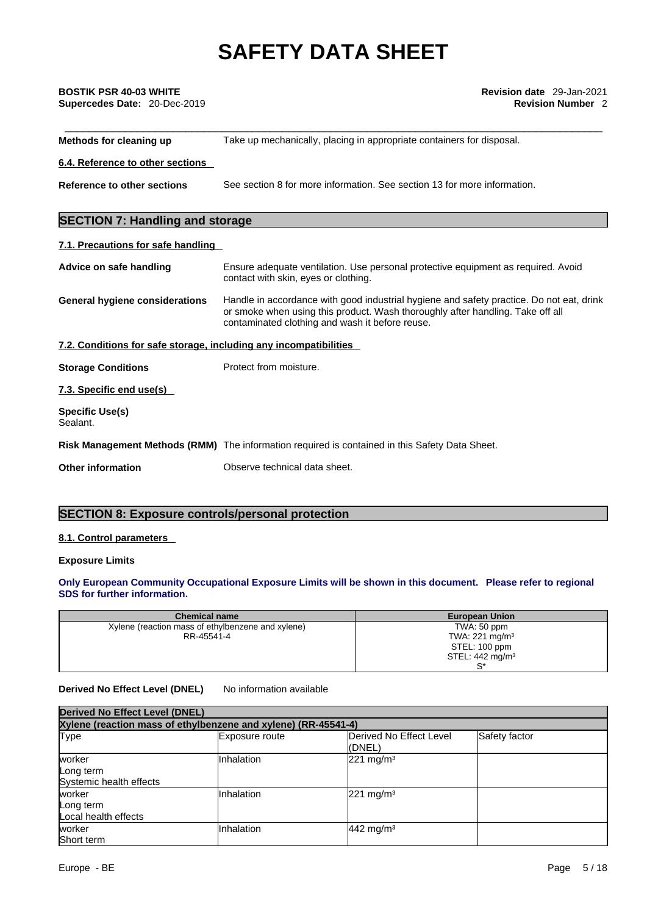**Methods for cleaning up** Take up mechanically, placing in appropriate containers for disposal.

**6.4. Reference to other sections**

**Reference to other sections** See section 8 for more information. See section 13 for more information.

## SECTION 7: Handling and storage

**7.1. Precautions for safe handling**

**Advice on safe handling** Ensure adequate ventilation. Use personal protective equipment as required. Avoid contact with skin, eyes or clothing.

**General hygiene considerations** Handle in accordance with good industrial hygiene and safety practice. Do not eat, drink or smoke when using this product. Wash thoroughly after handling. Take off all contaminated clothing and wash it before reuse.

**7.2. Conditions for safe storage, including any incompatibilities**

**Storage Conditions** Protect from moisture.

**7.3. Specific end use(s)**

**Specific Use(s)**
Sealant.

**Risk Management Methods (RMM)** The information required is contained in this Safety Data Sheet.

**Other information** Observe technical data sheet.

## SECTION 8: Exposure controls/personal protection

**8.1. Control parameters**

**Exposure Limits**

**Only European Community Occupational Exposure Limits will be shown in this document. Please refer to regional SDS for further information.**

| Chemical name | European Union |
|---|---|
| Xylene (reaction mass of ethylbenzene and xylene)<br>RR-45541-4 | TWA: 50 ppm<br>TWA: 221 mg/m³<br>STEL: 100 ppm<br>STEL: 442 mg/m³<br>S* |

**Derived No Effect Level (DNEL)** No information available

| Derived No Effect Level (DNEL) | | | |
|---|---|---|---|
| **Xylene (reaction mass of ethylbenzene and xylene) (RR-45541-4)** | | | |
| Type | Exposure route | Derived No Effect Level (DNEL) | Safety factor |
| worker<br>Long term<br>Systemic health effects | Inhalation | 221 mg/m³ | |
| worker<br>Long term<br>Local health effects | Inhalation | 221 mg/m³ | |
| worker<br>Short term | Inhalation | 442 mg/m³ | |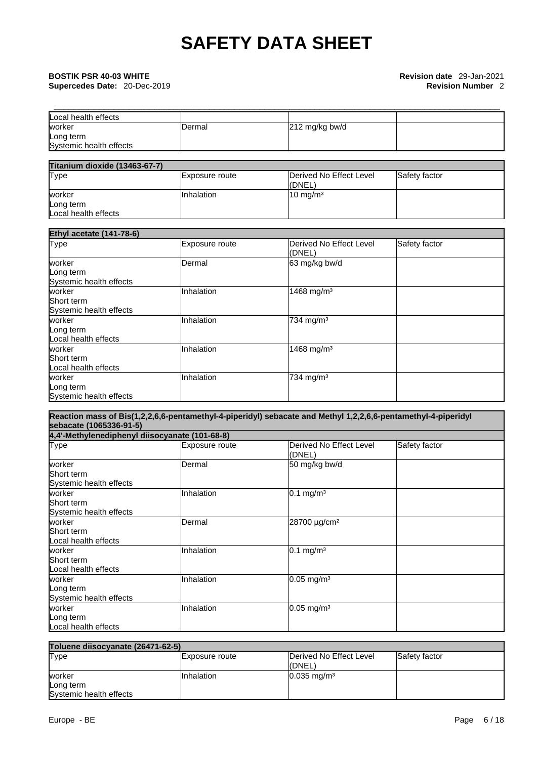# SAFETY DATA SHEET

**BOSTIK PSR 40-03 WHITE**
**Supercedes Date:** 20-Dec-2019

**Revision date** 29-Jan-2021
**Revision Number** 2

| | | | |
|---|---|---|---|
| Local health effects | | | |
| worker<br>Long term<br>Systemic health effects | Dermal | 212 mg/kg bw/d | |

| Titanium dioxide (13463-67-7) | | | |
|---|---|---|---|
| Type | Exposure route | Derived No Effect Level (DNEL) | Safety factor |
| worker<br>Long term<br>Local health effects | Inhalation | 10 mg/m³ | |

| Ethyl acetate (141-78-6) | | | |
|---|---|---|---|
| Type | Exposure route | Derived No Effect Level (DNEL) | Safety factor |
| worker<br>Long term<br>Systemic health effects | Dermal | 63 mg/kg bw/d | |
| worker<br>Short term<br>Systemic health effects | Inhalation | 1468 mg/m³ | |
| worker<br>Long term<br>Local health effects | Inhalation | 734 mg/m³ | |
| worker<br>Short term<br>Local health effects | Inhalation | 1468 mg/m³ | |
| worker<br>Long term<br>Systemic health effects | Inhalation | 734 mg/m³ | |

| Reaction mass of Bis(1,2,2,6,6-pentamethyl-4-piperidyl) sebacate and Methyl 1,2,2,6,6-pentamethyl-4-piperidyl sebacate (1065336-91-5) | | | |
|---|---|---|---|
| **4,4'-Methylenediphenyl diisocyanate (101-68-8)** | | | |
| Type | Exposure route | Derived No Effect Level (DNEL) | Safety factor |
| worker<br>Short term<br>Systemic health effects | Dermal | 50 mg/kg bw/d | |
| worker<br>Short term<br>Systemic health effects | Inhalation | 0.1 mg/m³ | |
| worker<br>Short term<br>Local health effects | Dermal | 28700 µg/cm² | |
| worker<br>Short term<br>Local health effects | Inhalation | 0.1 mg/m³ | |
| worker<br>Long term<br>Systemic health effects | Inhalation | 0.05 mg/m³ | |
| worker<br>Long term<br>Local health effects | Inhalation | 0.05 mg/m³ | |

| Toluene diisocyanate (26471-62-5) | | | |
|---|---|---|---|
| Type | Exposure route | Derived No Effect Level (DNEL) | Safety factor |
| worker<br>Long term<br>Systemic health effects | Inhalation | 0.035 mg/m³ | |

Europe - BE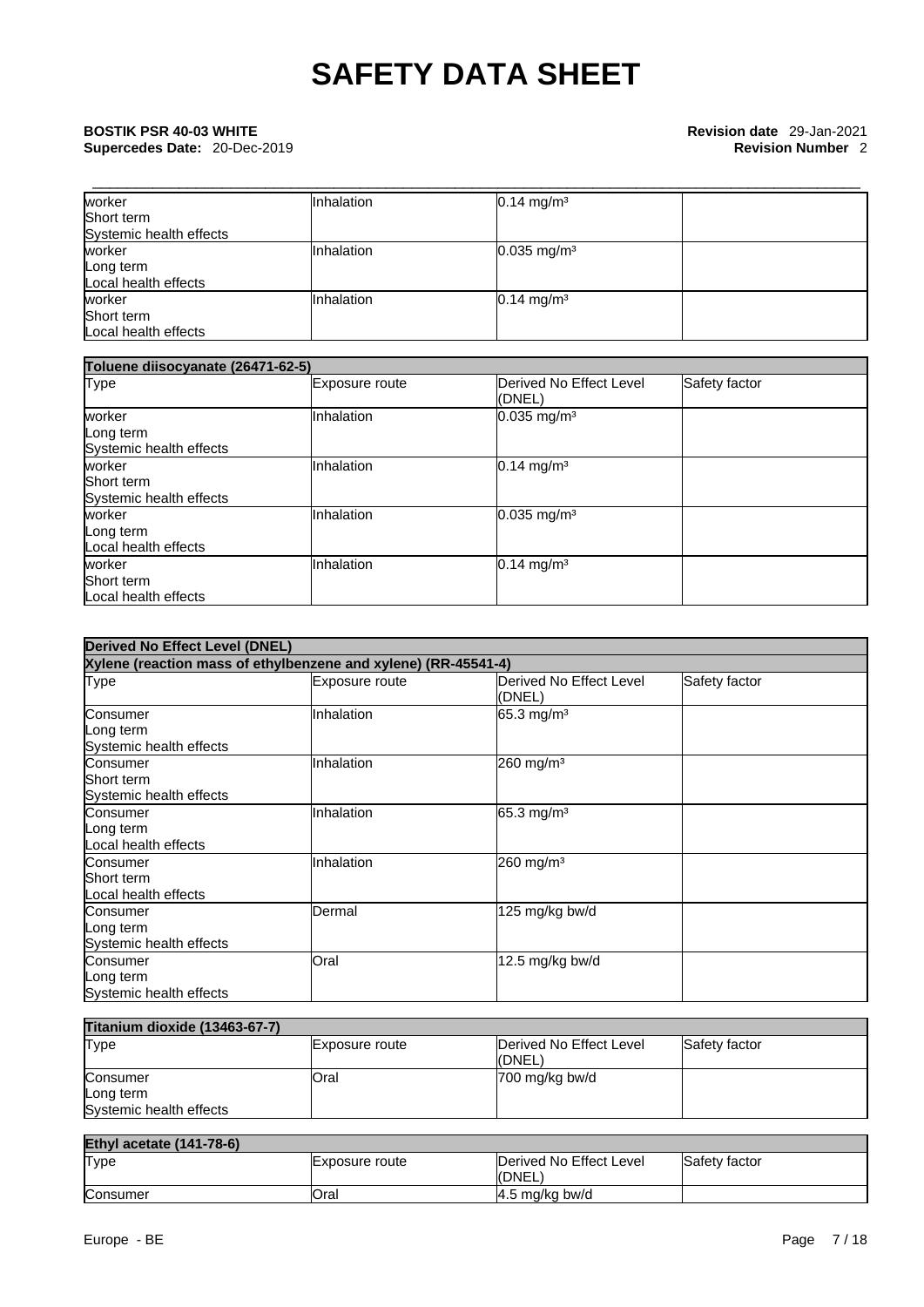| | | | |
|---|---|---|---|
| worker<br>Short term<br>Systemic health effects | Inhalation | 0.14 mg/m³ | |
| worker<br>Long term<br>Local health effects | Inhalation | 0.035 mg/m³ | |
| worker<br>Short term<br>Local health effects | Inhalation | 0.14 mg/m³ | |

| Toluene diisocyanate (26471-62-5) | | | |
|---|---|---|---|
| Type | Exposure route | Derived No Effect Level (DNEL) | Safety factor |
| worker<br>Long term<br>Systemic health effects | Inhalation | 0.035 mg/m³ | |
| worker<br>Short term<br>Systemic health effects | Inhalation | 0.14 mg/m³ | |
| worker<br>Long term<br>Local health effects | Inhalation | 0.035 mg/m³ | |
| worker<br>Short term<br>Local health effects | Inhalation | 0.14 mg/m³ | |

| Derived No Effect Level (DNEL) | | | |
|---|---|---|---|
| Xylene (reaction mass of ethylbenzene and xylene) (RR-45541-4) | | | |
| Type | Exposure route | Derived No Effect Level (DNEL) | Safety factor |
| Consumer<br>Long term<br>Systemic health effects | Inhalation | 65.3 mg/m³ | |
| Consumer<br>Short term<br>Systemic health effects | Inhalation | 260 mg/m³ | |
| Consumer<br>Long term<br>Local health effects | Inhalation | 65.3 mg/m³ | |
| Consumer<br>Short term<br>Local health effects | Inhalation | 260 mg/m³ | |
| Consumer<br>Long term<br>Systemic health effects | Dermal | 125 mg/kg bw/d | |
| Consumer<br>Long term<br>Systemic health effects | Oral | 12.5 mg/kg bw/d | |

| Titanium dioxide (13463-67-7) | | | |
|---|---|---|---|
| Type | Exposure route | Derived No Effect Level (DNEL) | Safety factor |
| Consumer<br>Long term<br>Systemic health effects | Oral | 700 mg/kg bw/d | |

| Ethyl acetate (141-78-6) | | | |
|---|---|---|---|
| Type | Exposure route | Derived No Effect Level (DNEL) | Safety factor |
| Consumer | Oral | 4.5 mg/kg bw/d | |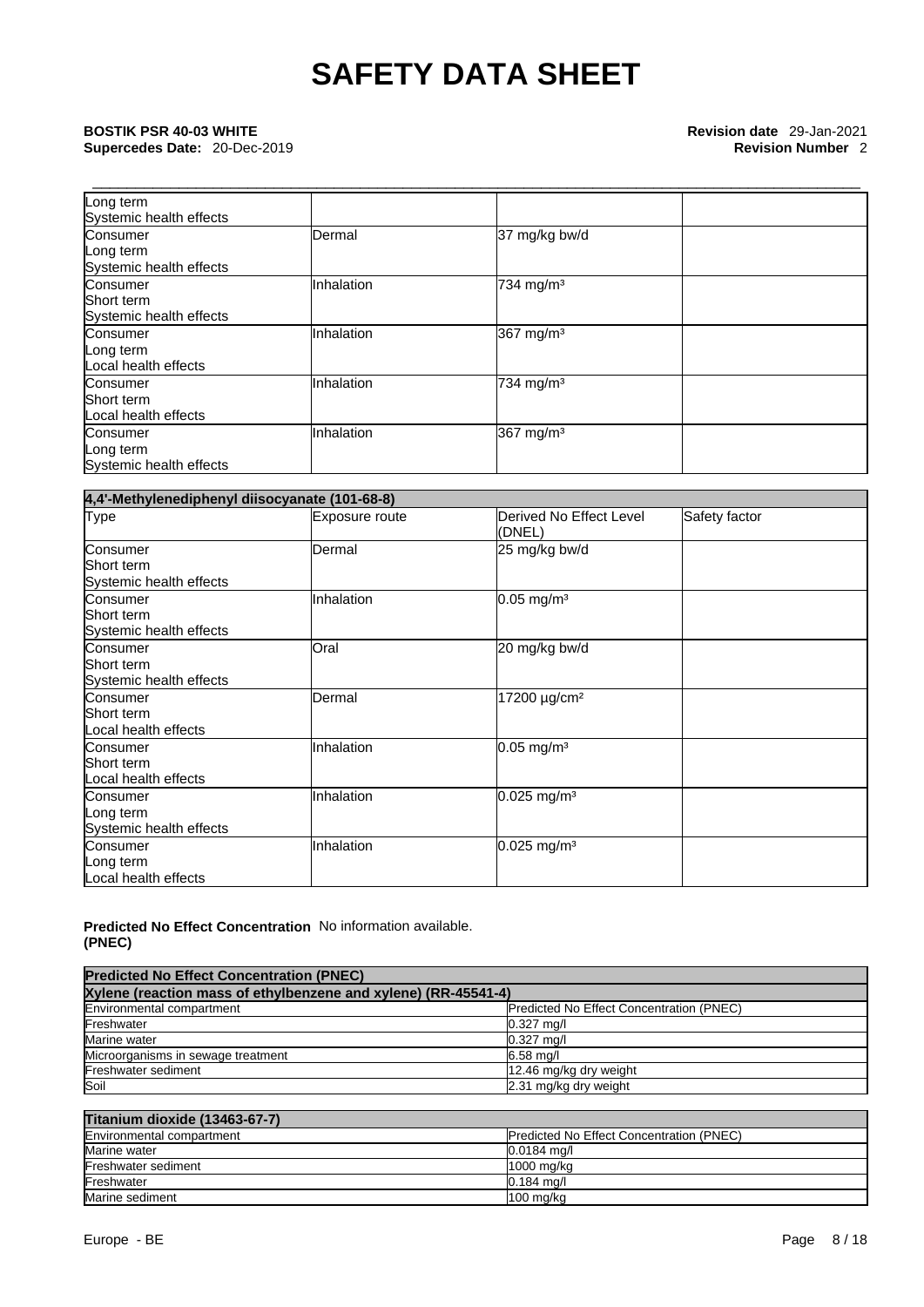| | | | |
|---|---|---|---|
| Long term<br>Systemic health effects | | | |
| Consumer<br>Long term<br>Systemic health effects | Dermal | 37 mg/kg bw/d | |
| Consumer<br>Short term<br>Systemic health effects | Inhalation | 734 mg/m³ | |
| Consumer<br>Long term<br>Local health effects | Inhalation | 367 mg/m³ | |
| Consumer<br>Short term<br>Local health effects | Inhalation | 734 mg/m³ | |
| Consumer<br>Long term<br>Systemic health effects | Inhalation | 367 mg/m³ | |

| 4,4'-Methylenediphenyl diisocyanate (101-68-8) | | | |
|---|---|---|---|
| Type | Exposure route | Derived No Effect Level (DNEL) | Safety factor |
| Consumer<br>Short term<br>Systemic health effects | Dermal | 25 mg/kg bw/d | |
| Consumer<br>Short term<br>Systemic health effects | Inhalation | 0.05 mg/m³ | |
| Consumer<br>Short term<br>Systemic health effects | Oral | 20 mg/kg bw/d | |
| Consumer<br>Short term<br>Local health effects | Dermal | 17200 µg/cm² | |
| Consumer<br>Short term<br>Local health effects | Inhalation | 0.05 mg/m³ | |
| Consumer<br>Long term<br>Systemic health effects | Inhalation | 0.025 mg/m³ | |
| Consumer<br>Long term<br>Local health effects | Inhalation | 0.025 mg/m³ | |

**Predicted No Effect Concentration (PNEC)** No information available.

| Predicted No Effect Concentration (PNEC) | |
|---|---|
| **Xylene (reaction mass of ethylbenzene and xylene) (RR-45541-4)** | |
| Environmental compartment | Predicted No Effect Concentration (PNEC) |
| Freshwater | 0.327 mg/l |
| Marine water | 0.327 mg/l |
| Microorganisms in sewage treatment | 6.58 mg/l |
| Freshwater sediment | 12.46 mg/kg dry weight |
| Soil | 2.31 mg/kg dry weight |

| Titanium dioxide (13463-67-7) | |
|---|---|
| Environmental compartment | Predicted No Effect Concentration (PNEC) |
| Marine water | 0.0184 mg/l |
| Freshwater sediment | 1000 mg/kg |
| Freshwater | 0.184 mg/l |
| Marine sediment | 100 mg/kg |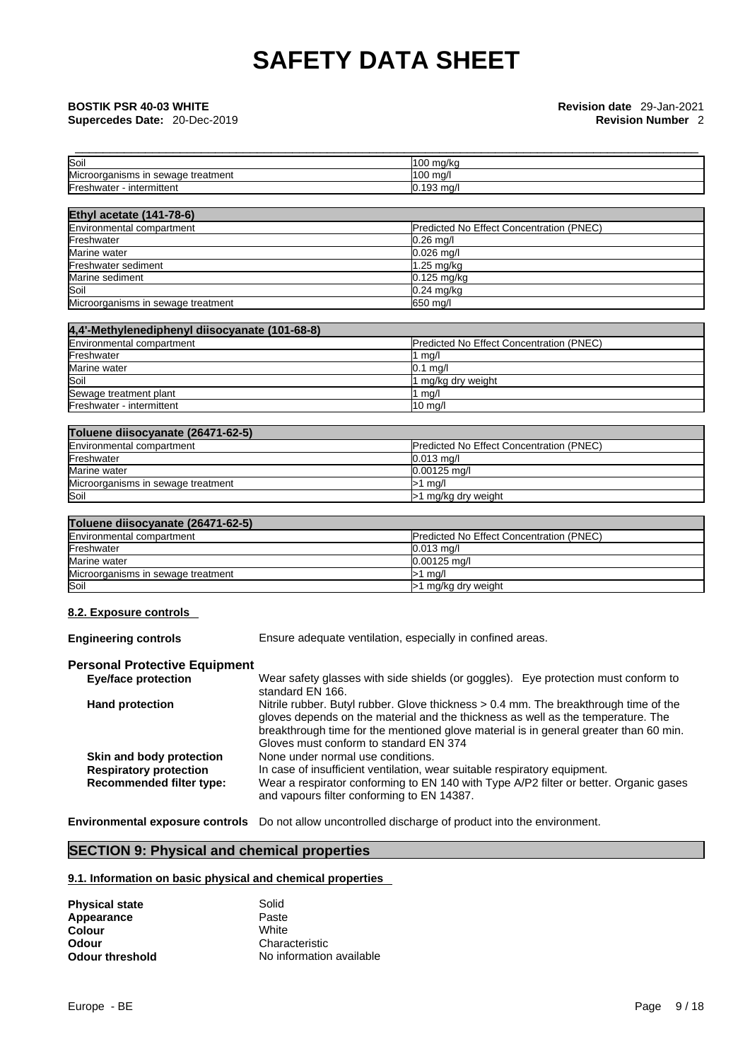| | |
|---|---|
| Soil | 100 mg/kg |
| Microorganisms in sewage treatment | 100 mg/l |
| Freshwater - intermittent | 0.193 mg/l |

| Ethyl acetate (141-78-6) | |
|---|---|
| Environmental compartment | Predicted No Effect Concentration (PNEC) |
| Freshwater | 0.26 mg/l |
| Marine water | 0.026 mg/l |
| Freshwater sediment | 1.25 mg/kg |
| Marine sediment | 0.125 mg/kg |
| Soil | 0.24 mg/kg |
| Microorganisms in sewage treatment | 650 mg/l |

| 4,4'-Methylenediphenyl diisocyanate (101-68-8) | |
|---|---|
| Environmental compartment | Predicted No Effect Concentration (PNEC) |
| Freshwater | 1 mg/l |
| Marine water | 0.1 mg/l |
| Soil | 1 mg/kg dry weight |
| Sewage treatment plant | 1 mg/l |
| Freshwater - intermittent | 10 mg/l |

| Toluene diisocyanate (26471-62-5) | |
|---|---|
| Environmental compartment | Predicted No Effect Concentration (PNEC) |
| Freshwater | 0.013 mg/l |
| Marine water | 0.00125 mg/l |
| Microorganisms in sewage treatment | >1 mg/l |
| Soil | >1 mg/kg dry weight |

| Toluene diisocyanate (26471-62-5) | |
|---|---|
| Environmental compartment | Predicted No Effect Concentration (PNEC) |
| Freshwater | 0.013 mg/l |
| Marine water | 0.00125 mg/l |
| Microorganisms in sewage treatment | >1 mg/l |
| Soil | >1 mg/kg dry weight |

### 8.2. Exposure controls

**Engineering controls** Ensure adequate ventilation, especially in confined areas.

**Personal Protective Equipment**

**Eye/face protection** Wear safety glasses with side shields (or goggles). Eye protection must conform to standard EN 166.

**Hand protection** Nitrile rubber. Butyl rubber. Glove thickness > 0.4 mm. The breakthrough time of the gloves depends on the material and the thickness as well as the temperature. The breakthrough time for the mentioned glove material is in general greater than 60 min. Gloves must conform to standard EN 374

**Skin and body protection** None under normal use conditions.

**Respiratory protection** In case of insufficient ventilation, wear suitable respiratory equipment.

**Recommended filter type:** Wear a respirator conforming to EN 140 with Type A/P2 filter or better. Organic gases and vapours filter conforming to EN 14387.

**Environmental exposure controls** Do not allow uncontrolled discharge of product into the environment.

## SECTION 9: Physical and chemical properties

### 9.1. Information on basic physical and chemical properties

**Physical state** Solid
**Appearance** Paste
**Colour** White
**Odour** Characteristic
**Odour threshold** No information available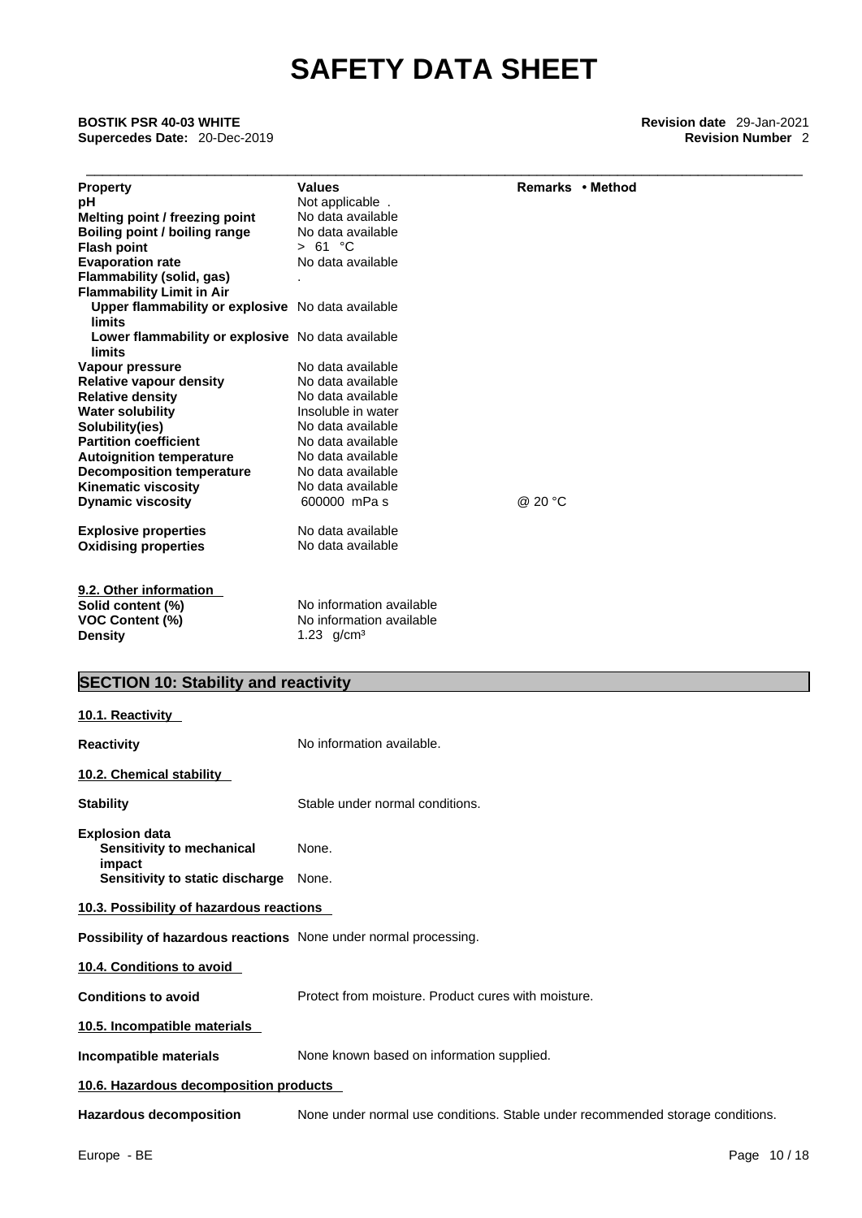| Property | Values | Remarks • Method |
|---|---|---|
| pH | Not applicable . | |
| Melting point / freezing point | No data available | |
| Boiling point / boiling range | No data available | |
| Flash point | > 61 °C | |
| Evaporation rate | No data available | |
| Flammability (solid, gas) | . | |
| Flammability Limit in Air | | |
| Upper flammability or explosive limits | No data available | |
| Lower flammability or explosive limits | No data available | |
| Vapour pressure | No data available | |
| Relative vapour density | No data available | |
| Relative density | No data available | |
| Water solubility | Insoluble in water | |
| Solubility(ies) | No data available | |
| Partition coefficient | No data available | |
| Autoignition temperature | No data available | |
| Decomposition temperature | No data available | |
| Kinematic viscosity | No data available | |
| Dynamic viscosity | 600000 mPa s | @ 20 °C |
| Explosive properties | No data available | |
| Oxidising properties | No data available | |

**9.2. Other information**

| | |
|---|---|
| Solid content (%) | No information available |
| VOC Content (%) | No information available |
| Density | 1.23 g/cm³ |

## SECTION 10: Stability and reactivity

**10.1. Reactivity**

**Reactivity** No information available.

**10.2. Chemical stability**

**Stability** Stable under normal conditions.

**Explosion data**
**Sensitivity to mechanical impact** None.
**Sensitivity to static discharge** None.

**10.3. Possibility of hazardous reactions**

**Possibility of hazardous reactions** None under normal processing.

**10.4. Conditions to avoid**

**Conditions to avoid** Protect from moisture. Product cures with moisture.

**10.5. Incompatible materials**

**Incompatible materials** None known based on information supplied.

**10.6. Hazardous decomposition products**

**Hazardous decomposition** None under normal use conditions. Stable under recommended storage conditions.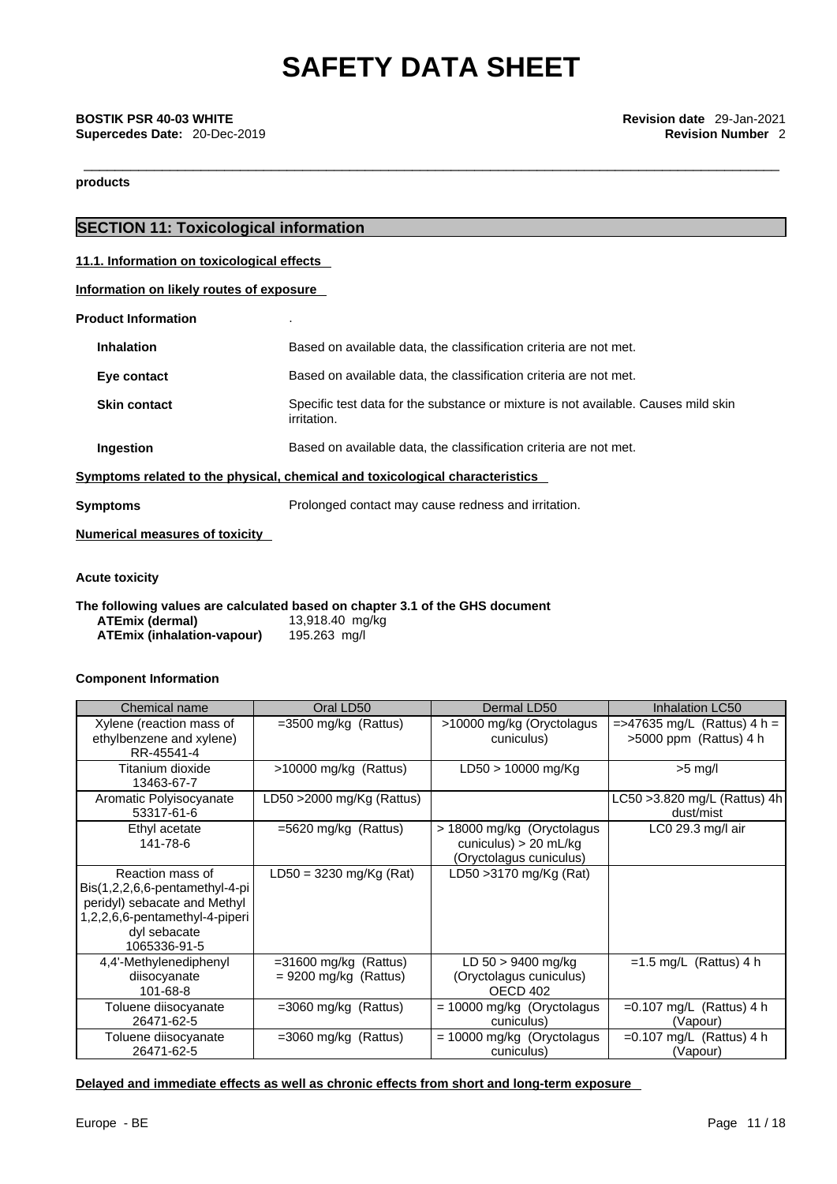**products**

## SECTION 11: Toxicological information

### 11.1. Information on toxicological effects

**Information on likely routes of exposure**

**Product Information** .

**Inhalation** Based on available data, the classification criteria are not met.

**Eye contact** Based on available data, the classification criteria are not met.

**Skin contact** Specific test data for the substance or mixture is not available. Causes mild skin irritation.

**Ingestion** Based on available data, the classification criteria are not met.

**Symptoms related to the physical, chemical and toxicological characteristics**

**Symptoms** Prolonged contact may cause redness and irritation.

**Numerical measures of toxicity**

**Acute toxicity**

**The following values are calculated based on chapter 3.1 of the GHS document**

**ATEmix (dermal)** 13,918.40 mg/kg
**ATEmix (inhalation-vapour)** 195.263 mg/l

**Component Information**

| Chemical name | Oral LD50 | Dermal LD50 | Inhalation LC50 |
|---|---|---|---|
| Xylene (reaction mass of ethylbenzene and xylene) RR-45541-4 | =3500 mg/kg (Rattus) | >10000 mg/kg (Oryctolagus cuniculus) | =>47635 mg/L (Rattus) 4 h = >5000 ppm (Rattus) 4 h |
| Titanium dioxide 13463-67-7 | >10000 mg/kg (Rattus) | LD50 > 10000 mg/Kg | >5 mg/l |
| Aromatic Polyisocyanate 53317-61-6 | LD50 >2000 mg/Kg (Rattus) | | LC50 >3.820 mg/L (Rattus) 4h dust/mist |
| Ethyl acetate 141-78-6 | =5620 mg/kg (Rattus) | > 18000 mg/kg (Oryctolagus cuniculus) > 20 mL/kg (Oryctolagus cuniculus) | LC0 29.3 mg/l air |
| Reaction mass of Bis(1,2,2,6,6-pentamethyl-4-piperidyl) sebacate and Methyl 1,2,2,6,6-pentamethyl-4-piperidyl sebacate 1065336-91-5 | LD50 = 3230 mg/Kg (Rat) | LD50 >3170 mg/Kg (Rat) | |
| 4,4'-Methylenediphenyl diisocyanate 101-68-8 | =31600 mg/kg (Rattus) = 9200 mg/kg (Rattus) | LD 50 > 9400 mg/kg (Oryctolagus cuniculus) OECD 402 | =1.5 mg/L (Rattus) 4 h |
| Toluene diisocyanate 26471-62-5 | =3060 mg/kg (Rattus) | = 10000 mg/kg (Oryctolagus cuniculus) | =0.107 mg/L (Rattus) 4 h (Vapour) |
| Toluene diisocyanate 26471-62-5 | =3060 mg/kg (Rattus) | = 10000 mg/kg (Oryctolagus cuniculus) | =0.107 mg/L (Rattus) 4 h (Vapour) |

**Delayed and immediate effects as well as chronic effects from short and long-term exposure**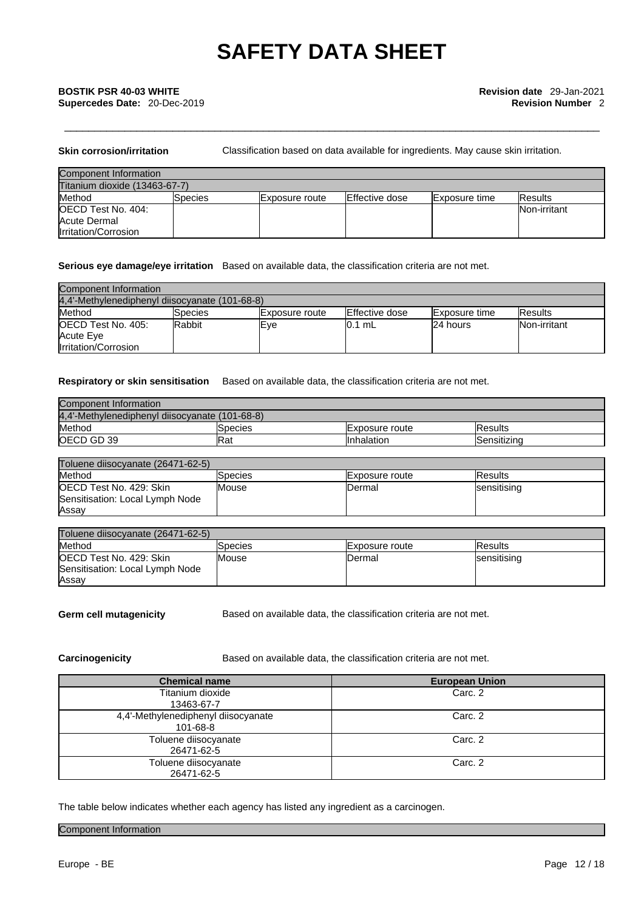**Skin corrosion/irritation** Classification based on data available for ingredients. May cause skin irritation.

| Component Information | | | | | |
|---|---|---|---|---|---|
| Titanium dioxide (13463-67-7) | | | | | |
| Method | Species | Exposure route | Effective dose | Exposure time | Results |
| OECD Test No. 404: Acute Dermal Irritation/Corrosion | | | | | Non-irritant |

**Serious eye damage/eye irritation** Based on available data, the classification criteria are not met.

| Component Information | | | | | |
|---|---|---|---|---|---|
| 4,4'-Methylenediphenyl diisocyanate (101-68-8) | | | | | |
| Method | Species | Exposure route | Effective dose | Exposure time | Results |
| OECD Test No. 405: Acute Eye Irritation/Corrosion | Rabbit | Eye | 0.1 mL | 24 hours | Non-irritant |

**Respiratory or skin sensitisation** Based on available data, the classification criteria are not met.

| Component Information | | | |
|---|---|---|---|
| 4,4'-Methylenediphenyl diisocyanate (101-68-8) | | | |
| Method | Species | Exposure route | Results |
| OECD GD 39 | Rat | Inhalation | Sensitizing |

| Toluene diisocyanate (26471-62-5) | | | |
|---|---|---|---|
| Method | Species | Exposure route | Results |
| OECD Test No. 429: Skin Sensitisation: Local Lymph Node Assay | Mouse | Dermal | sensitising |

| Toluene diisocyanate (26471-62-5) | | | |
|---|---|---|---|
| Method | Species | Exposure route | Results |
| OECD Test No. 429: Skin Sensitisation: Local Lymph Node Assay | Mouse | Dermal | sensitising |

**Germ cell mutagenicity** Based on available data, the classification criteria are not met.

**Carcinogenicity** Based on available data, the classification criteria are not met.

| Chemical name | European Union |
|---|---|
| Titanium dioxide 13463-67-7 | Carc. 2 |
| 4,4'-Methylenediphenyl diisocyanate 101-68-8 | Carc. 2 |
| Toluene diisocyanate 26471-62-5 | Carc. 2 |
| Toluene diisocyanate 26471-62-5 | Carc. 2 |

The table below indicates whether each agency has listed any ingredient as a carcinogen.

| Component Information |
|---|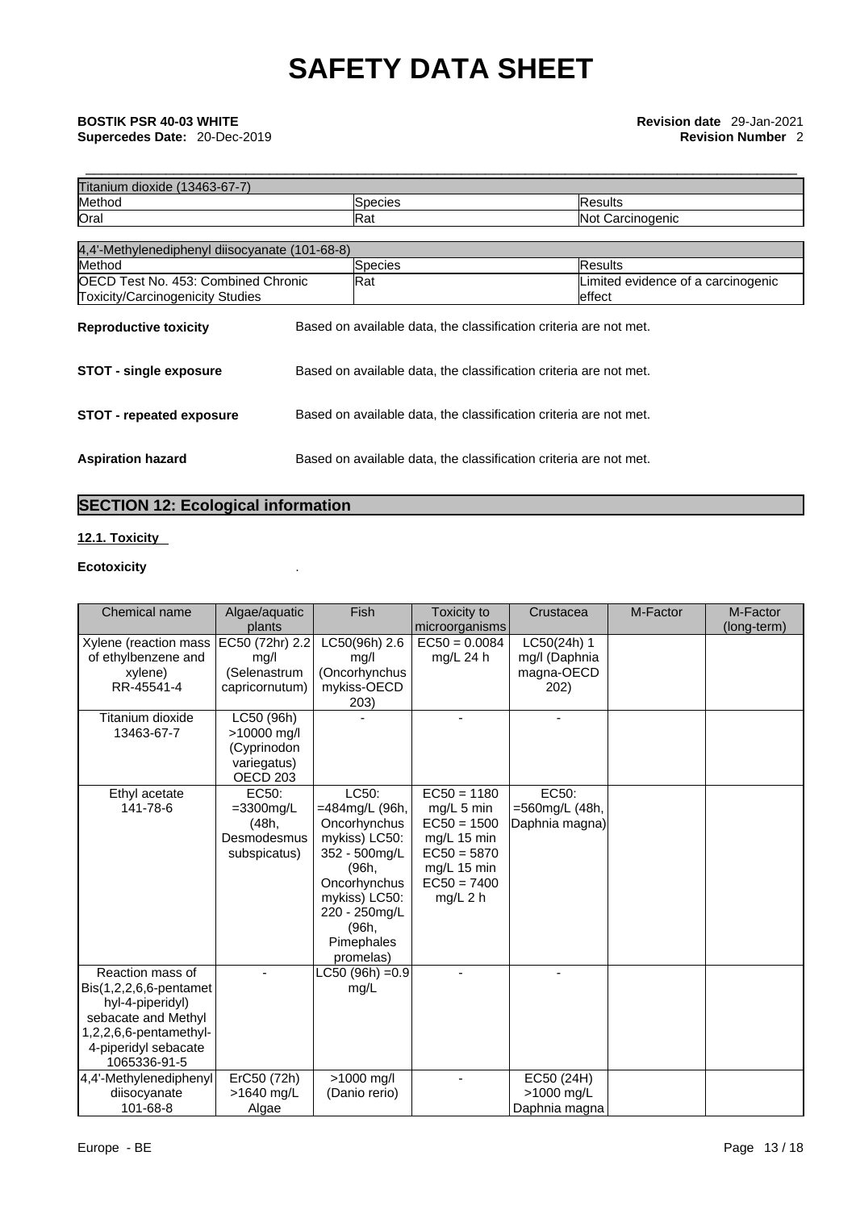| Titanium dioxide (13463-67-7) | | |
|---|---|---|
| Method | Species | Results |
| Oral | Rat | Not Carcinogenic |

| 4,4'-Methylenediphenyl diisocyanate (101-68-8) | | |
|---|---|---|
| Method | Species | Results |
| OECD Test No. 453: Combined Chronic Toxicity/Carcinogenicity Studies | Rat | Limited evidence of a carcinogenic effect |

**Reproductive toxicity** Based on available data, the classification criteria are not met.

**STOT - single exposure** Based on available data, the classification criteria are not met.

**STOT - repeated exposure** Based on available data, the classification criteria are not met.

**Aspiration hazard** Based on available data, the classification criteria are not met.

## SECTION 12: Ecological information

### 12.1. Toxicity

**Ecotoxicity** .

| Chemical name | Algae/aquatic plants | Fish | Toxicity to microorganisms | Crustacea | M-Factor | M-Factor (long-term) |
|---|---|---|---|---|---|---|
| Xylene (reaction mass of ethylbenzene and xylene) RR-45541-4 | EC50 (72hr) 2.2 mg/l (Selenastrum capricornutum) | LC50(96h) 2.6 mg/l (Oncorhynchus mykiss-OECD 203) | EC50 = 0.0084 mg/L 24 h | LC50(24h) 1 mg/l (Daphnia magna-OECD 202) | | |
| Titanium dioxide 13463-67-7 | LC50 (96h) >10000 mg/l (Cyprinodon variegatus) OECD 203 | - | - | - | | |
| Ethyl acetate 141-78-6 | EC50: =3300mg/L (48h, Desmodesmus subspicatus) | LC50: =484mg/L (96h, Oncorhynchus mykiss) LC50: 352 - 500mg/L (96h, Oncorhynchus mykiss) LC50: 220 - 250mg/L (96h, Pimephales promelas) | EC50 = 1180 mg/L 5 min EC50 = 1500 mg/L 15 min EC50 = 5870 mg/L 15 min EC50 = 7400 mg/L 2 h | EC50: =560mg/L (48h, Daphnia magna) | | |
| Reaction mass of Bis(1,2,2,6,6-pentamethyl-4-piperidyl) sebacate and Methyl 1,2,2,6,6-pentamethyl-4-piperidyl sebacate 1065336-91-5 | - | LC50 (96h) =0.9 mg/L | - | - | | |
| 4,4'-Methylenediphenyl diisocyanate 101-68-8 | ErC50 (72h) >1640 mg/L Algae | >1000 mg/l (Danio rerio) | - | EC50 (24H) >1000 mg/L Daphnia magna | | |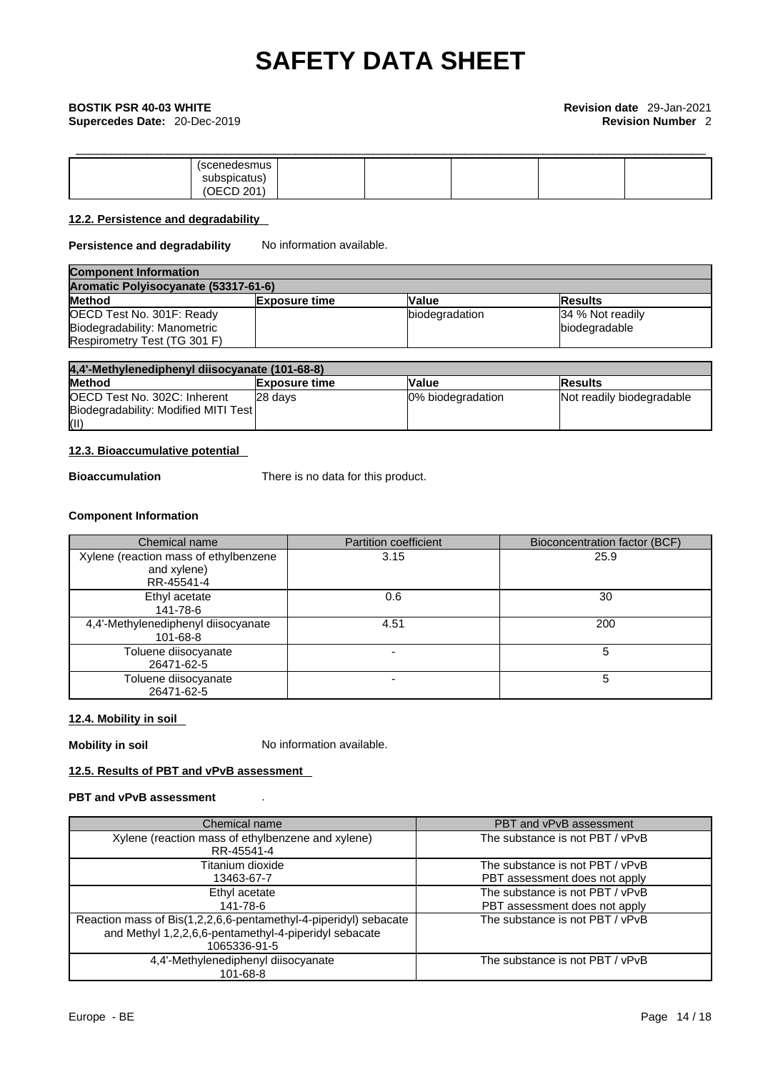| | (scenedesmus subspicatus) (OECD 201) | | | | | |
|---|---|---|---|---|---|---|

### 12.2. Persistence and degradability

**Persistence and degradability** No information available.

| Component Information | | | |
|---|---|---|---|
| **Aromatic Polyisocyanate (53317-61-6)** | | | |
| **Method** | **Exposure time** | **Value** | **Results** |
| OECD Test No. 301F: Ready Biodegradability: Manometric Respirometry Test (TG 301 F) | | biodegradation | 34 % Not readily biodegradable |

| 4,4'-Methylenediphenyl diisocyanate (101-68-8) | | | |
|---|---|---|---|
| **Method** | **Exposure time** | **Value** | **Results** |
| OECD Test No. 302C: Inherent Biodegradability: Modified MITI Test (II) | 28 days | 0% biodegradation | Not readily biodegradable |

### 12.3. Bioaccumulative potential

**Bioaccumulation** There is no data for this product.

**Component Information**

| Chemical name | Partition coefficient | Bioconcentration factor (BCF) |
|---|---|---|
| Xylene (reaction mass of ethylbenzene and xylene) RR-45541-4 | 3.15 | 25.9 |
| Ethyl acetate 141-78-6 | 0.6 | 30 |
| 4,4'-Methylenediphenyl diisocyanate 101-68-8 | 4.51 | 200 |
| Toluene diisocyanate 26471-62-5 | - | 5 |
| Toluene diisocyanate 26471-62-5 | - | 5 |

### 12.4. Mobility in soil

**Mobility in soil** No information available.

### 12.5. Results of PBT and vPvB assessment

**PBT and vPvB assessment** .

| Chemical name | PBT and vPvB assessment |
|---|---|
| Xylene (reaction mass of ethylbenzene and xylene) RR-45541-4 | The substance is not PBT / vPvB |
| Titanium dioxide 13463-67-7 | The substance is not PBT / vPvB PBT assessment does not apply |
| Ethyl acetate 141-78-6 | The substance is not PBT / vPvB PBT assessment does not apply |
| Reaction mass of Bis(1,2,2,6,6-pentamethyl-4-piperidyl) sebacate and Methyl 1,2,2,6,6-pentamethyl-4-piperidyl sebacate 1065336-91-5 | The substance is not PBT / vPvB |
| 4,4'-Methylenediphenyl diisocyanate 101-68-8 | The substance is not PBT / vPvB |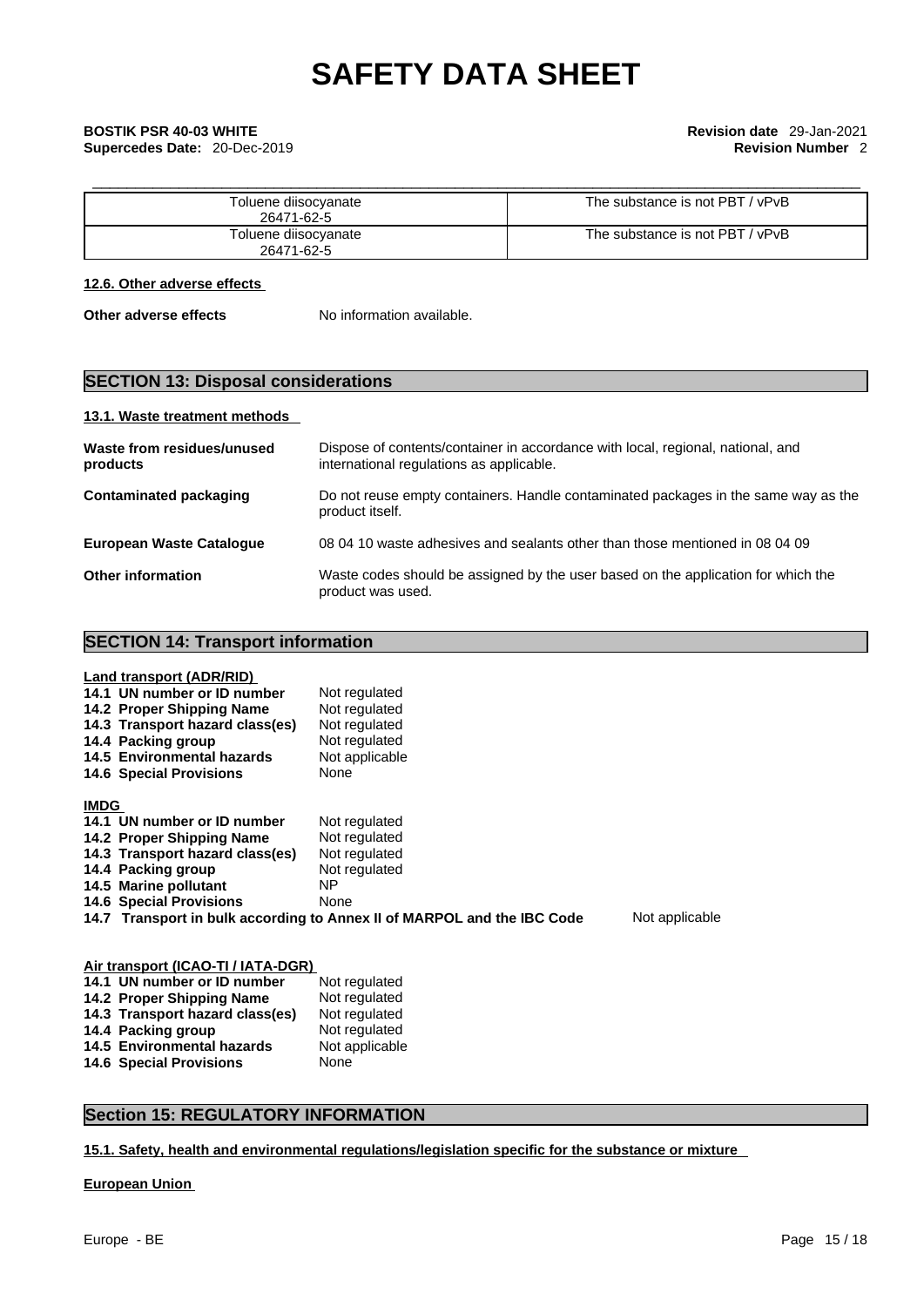| Toluene diisocyanate<br>26471-62-5 | The substance is not PBT / vPvB |
|---|---|
| Toluene diisocyanate<br>26471-62-5 | The substance is not PBT / vPvB |

**12.6. Other adverse effects**

**Other adverse effects** No information available.

## SECTION 13: Disposal considerations

**13.1. Waste treatment methods**

| | |
|---|---|
| **Waste from residues/unused products** | Dispose of contents/container in accordance with local, regional, national, and international regulations as applicable. |
| **Contaminated packaging** | Do not reuse empty containers. Handle contaminated packages in the same way as the product itself. |
| **European Waste Catalogue** | 08 04 10 waste adhesives and sealants other than those mentioned in 08 04 09 |
| **Other information** | Waste codes should be assigned by the user based on the application for which the product was used. |

## SECTION 14: Transport information

**Land transport (ADR/RID)**

| | |
|---|---|
| **14.1 UN number or ID number** | Not regulated |
| **14.2 Proper Shipping Name** | Not regulated |
| **14.3 Transport hazard class(es)** | Not regulated |
| **14.4 Packing group** | Not regulated |
| **14.5 Environmental hazards** | Not applicable |
| **14.6 Special Provisions** | None |

**IMDG**

| | |
|---|---|
| **14.1 UN number or ID number** | Not regulated |
| **14.2 Proper Shipping Name** | Not regulated |
| **14.3 Transport hazard class(es)** | Not regulated |
| **14.4 Packing group** | Not regulated |
| **14.5 Marine pollutant** | NP |
| **14.6 Special Provisions** | None |
| **14.7 Transport in bulk according to Annex II of MARPOL and the IBC Code** | Not applicable |

**Air transport (ICAO-TI / IATA-DGR)**

| | |
|---|---|
| **14.1 UN number or ID number** | Not regulated |
| **14.2 Proper Shipping Name** | Not regulated |
| **14.3 Transport hazard class(es)** | Not regulated |
| **14.4 Packing group** | Not regulated |
| **14.5 Environmental hazards** | Not applicable |
| **14.6 Special Provisions** | None |

## Section 15: REGULATORY INFORMATION

**15.1. Safety, health and environmental regulations/legislation specific for the substance or mixture**

**European Union**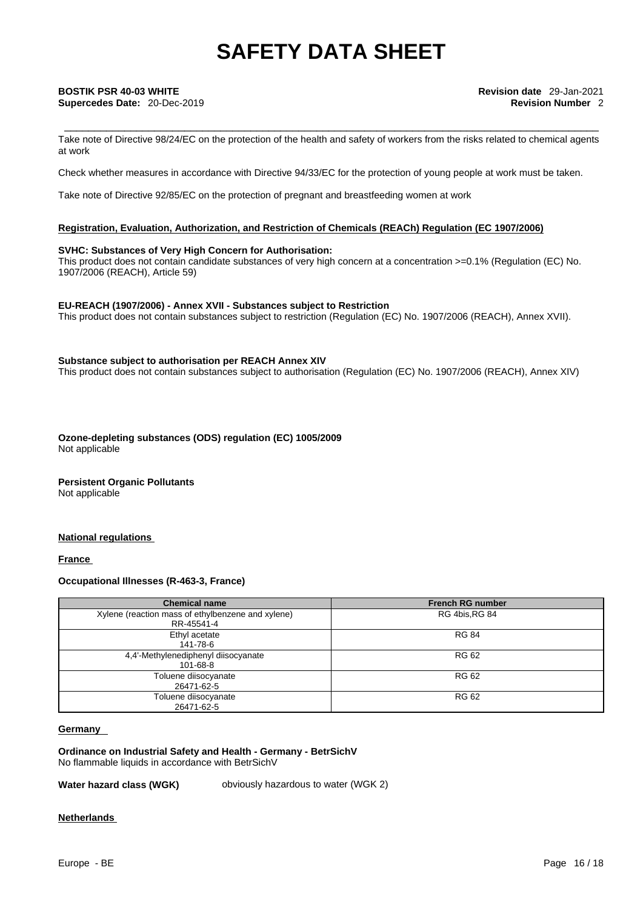Take note of Directive 98/24/EC on the protection of the health and safety of workers from the risks related to chemical agents at work

Check whether measures in accordance with Directive 94/33/EC for the protection of young people at work must be taken.

Take note of Directive 92/85/EC on the protection of pregnant and breastfeeding women at work

**Registration, Evaluation, Authorization, and Restriction of Chemicals (REACh) Regulation (EC 1907/2006)**

**SVHC: Substances of Very High Concern for Authorisation:**
This product does not contain candidate substances of very high concern at a concentration >=0.1% (Regulation (EC) No. 1907/2006 (REACH), Article 59)

**EU-REACH (1907/2006) - Annex XVII - Substances subject to Restriction**
This product does not contain substances subject to restriction (Regulation (EC) No. 1907/2006 (REACH), Annex XVII).

**Substance subject to authorisation per REACH Annex XIV**
This product does not contain substances subject to authorisation (Regulation (EC) No. 1907/2006 (REACH), Annex XIV)

**Ozone-depleting substances (ODS) regulation (EC) 1005/2009**
Not applicable

**Persistent Organic Pollutants**
Not applicable

**National regulations**

**France**

**Occupational Illnesses (R-463-3, France)**

| Chemical name | French RG number |
|---|---|
| Xylene (reaction mass of ethylbenzene and xylene) RR-45541-4 | RG 4bis,RG 84 |
| Ethyl acetate 141-78-6 | RG 84 |
| 4,4'-Methylenediphenyl diisocyanate 101-68-8 | RG 62 |
| Toluene diisocyanate 26471-62-5 | RG 62 |
| Toluene diisocyanate 26471-62-5 | RG 62 |

**Germany**

**Ordinance on Industrial Safety and Health - Germany - BetrSichV**
No flammable liquids in accordance with BetrSichV

**Water hazard class (WGK)** obviously hazardous to water (WGK 2)

**Netherlands**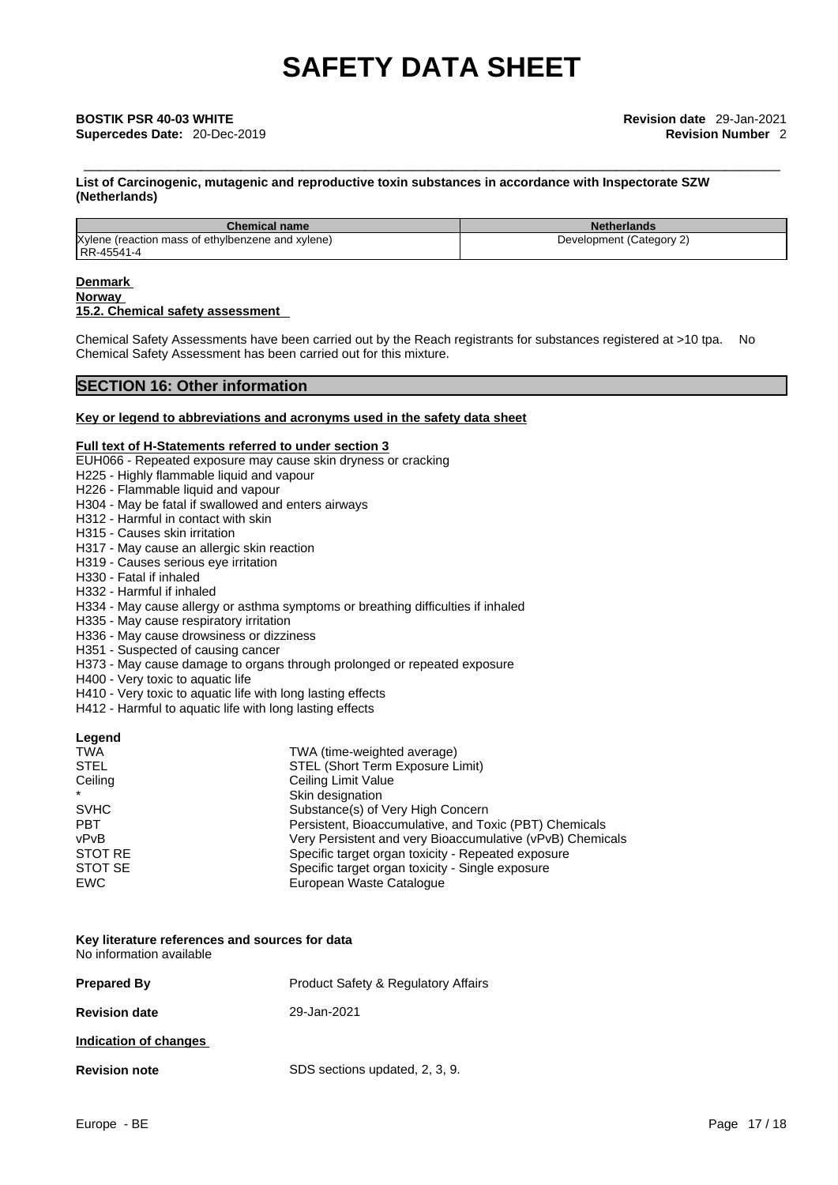# SAFETY DATA SHEET

**BOSTIK PSR 40-03 WHITE** **Revision date** 29-Jan-2021
**Supercedes Date:** 20-Dec-2019 **Revision Number** 2

**List of Carcinogenic, mutagenic and reproductive toxin substances in accordance with Inspectorate SZW (Netherlands)**

| Chemical name | Netherlands |
|---|---|
| Xylene (reaction mass of ethylbenzene and xylene) RR-45541-4 | Development (Category 2) |

**Denmark**
**Norway**
**15.2. Chemical safety assessment**

Chemical Safety Assessments have been carried out by the Reach registrants for substances registered at >10 tpa. No Chemical Safety Assessment has been carried out for this mixture.

## SECTION 16: Other information

**Key or legend to abbreviations and acronyms used in the safety data sheet**

**Full text of H-Statements referred to under section 3**

EUH066 - Repeated exposure may cause skin dryness or cracking
H225 - Highly flammable liquid and vapour
H226 - Flammable liquid and vapour
H304 - May be fatal if swallowed and enters airways
H312 - Harmful in contact with skin
H315 - Causes skin irritation
H317 - May cause an allergic skin reaction
H319 - Causes serious eye irritation
H330 - Fatal if inhaled
H332 - Harmful if inhaled
H334 - May cause allergy or asthma symptoms or breathing difficulties if inhaled
H335 - May cause respiratory irritation
H336 - May cause drowsiness or dizziness
H351 - Suspected of causing cancer
H373 - May cause damage to organs through prolonged or repeated exposure
H400 - Very toxic to aquatic life
H410 - Very toxic to aquatic life with long lasting effects
H412 - Harmful to aquatic life with long lasting effects

**Legend**

| | |
|---|---|
| TWA | TWA (time-weighted average) |
| STEL | STEL (Short Term Exposure Limit) |
| Ceiling | Ceiling Limit Value |
| * | Skin designation |
| SVHC | Substance(s) of Very High Concern |
| PBT | Persistent, Bioaccumulative, and Toxic (PBT) Chemicals |
| vPvB | Very Persistent and very Bioaccumulative (vPvB) Chemicals |
| STOT RE | Specific target organ toxicity - Repeated exposure |
| STOT SE | Specific target organ toxicity - Single exposure |
| EWC | European Waste Catalogue |

**Key literature references and sources for data**
No information available

**Prepared By** Product Safety & Regulatory Affairs

**Revision date** 29-Jan-2021

**Indication of changes**

**Revision note** SDS sections updated, 2, 3, 9.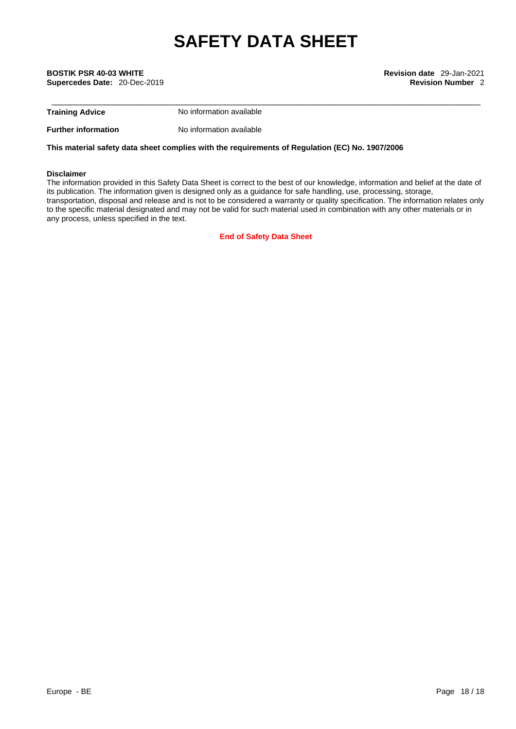| | |
|---|---|
| **Training Advice** | No information available |
| **Further information** | No information available |

**This material safety data sheet complies with the requirements of Regulation (EC) No. 1907/2006**

**Disclaimer**

The information provided in this Safety Data Sheet is correct to the best of our knowledge, information and belief at the date of its publication. The information given is designed only as a guidance for safe handling, use, processing, storage, transportation, disposal and release and is not to be considered a warranty or quality specification. The information relates only to the specific material designated and may not be valid for such material used in combination with any other materials or in any process, unless specified in the text.

**End of Safety Data Sheet**